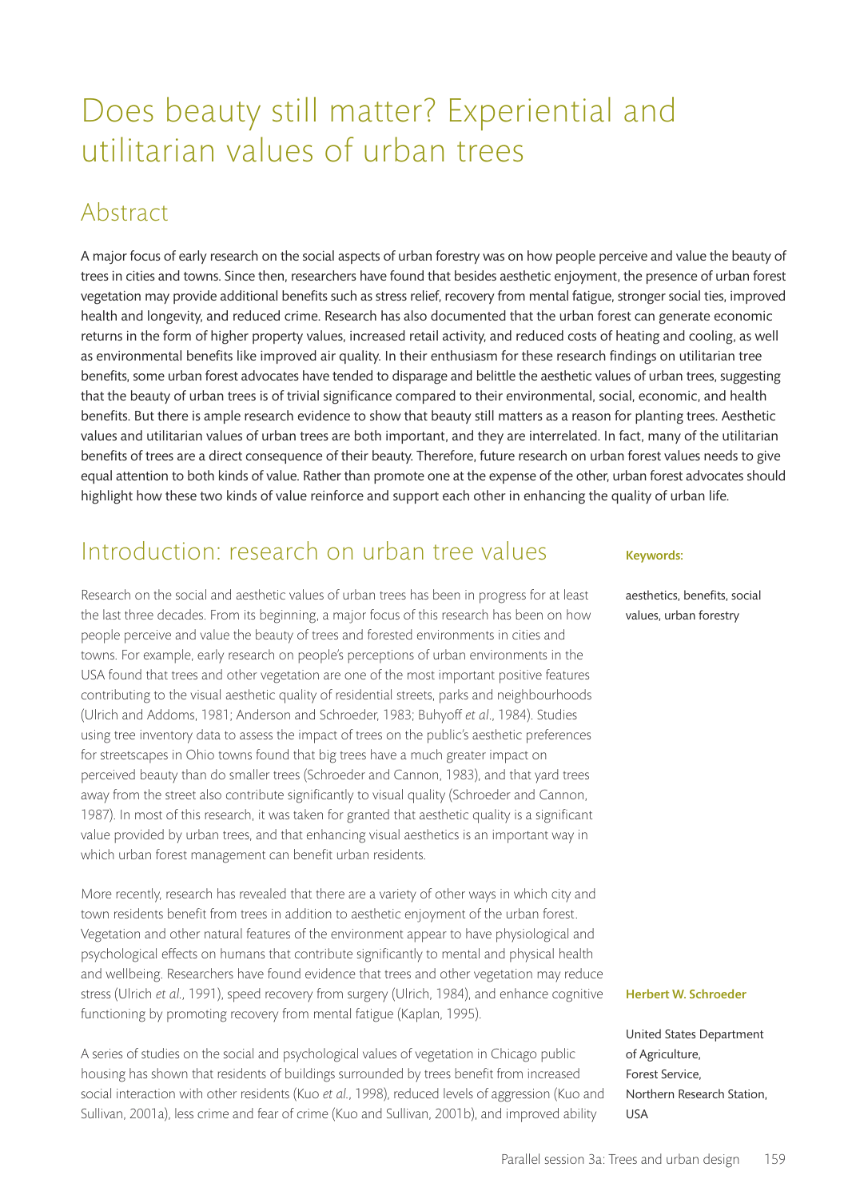# Does beauty still matter? Experiential and utilitarian values of urban trees

## Abstract

A major focus of early research on the social aspects of urban forestry was on how people perceive and value the beauty of trees in cities and towns. Since then, researchers have found that besides aesthetic enjoyment, the presence of urban forest vegetation may provide additional benefits such as stress relief, recovery from mental fatigue, stronger social ties, improved health and longevity, and reduced crime. Research has also documented that the urban forest can generate economic returns in the form of higher property values, increased retail activity, and reduced costs of heating and cooling, as well as environmental benefits like improved air quality. In their enthusiasm for these research findings on utilitarian tree benefits, some urban forest advocates have tended to disparage and belittle the aesthetic values of urban trees, suggesting that the beauty of urban trees is of trivial significance compared to their environmental, social, economic, and health benefits. But there is ample research evidence to show that beauty still matters as a reason for planting trees. Aesthetic values and utilitarian values of urban trees are both important, and they are interrelated. In fact, many of the utilitarian benefits of trees are a direct consequence of their beauty. Therefore, future research on urban forest values needs to give equal attention to both kinds of value. Rather than promote one at the expense of the other, urban forest advocates should highlight how these two kinds of value reinforce and support each other in enhancing the quality of urban life.

**Keywords:**

aesthetics, benefits, social values, urban forestry

**Herbert W. Schroeder**

United States Department of Agriculture, Forest Service, Northern Research Station, USA

## Introduction: research on urban tree values

Research on the social and aesthetic values of urban trees has been in progress for at least the last three decades. From its beginning, a major focus of this research has been on how people perceive and value the beauty of trees and forested environments in cities and towns. For example, early research on people's perceptions of urban environments in the USA found that trees and other vegetation are one of the most important positive features contributing to the visual aesthetic quality of residential streets, parks and neighbourhoods (Ulrich and Addoms, 1981; Anderson and Schroeder, 1983; Buhyoff *et al*., 1984). Studies using tree inventory data to assess the impact of trees on the public's aesthetic preferences for streetscapes in Ohio towns found that big trees have a much greater impact on perceived beauty than do smaller trees (Schroeder and Cannon, 1983), and that yard trees away from the street also contribute significantly to visual quality (Schroeder and Cannon, 1987). In most of this research, it was taken for granted that aesthetic quality is a significant value provided by urban trees, and that enhancing visual aesthetics is an important way in which urban forest management can benefit urban residents.

More recently, research has revealed that there are a variety of other ways in which city and town residents benefit from trees in addition to aesthetic enjoyment of the urban forest. Vegetation and other natural features of the environment appear to have physiological and psychological effects on humans that contribute significantly to mental and physical health and wellbeing. Researchers have found evidence that trees and other vegetation may reduce stress (Ulrich *et al*., 1991), speed recovery from surgery (Ulrich, 1984), and enhance cognitive functioning by promoting recovery from mental fatigue (Kaplan, 1995).

A series of studies on the social and psychological values of vegetation in Chicago public housing has shown that residents of buildings surrounded by trees benefit from increased social interaction with other residents (Kuo *et al*., 1998), reduced levels of aggression (Kuo and Sullivan, 2001a), less crime and fear of crime (Kuo and Sullivan, 2001b), and improved ability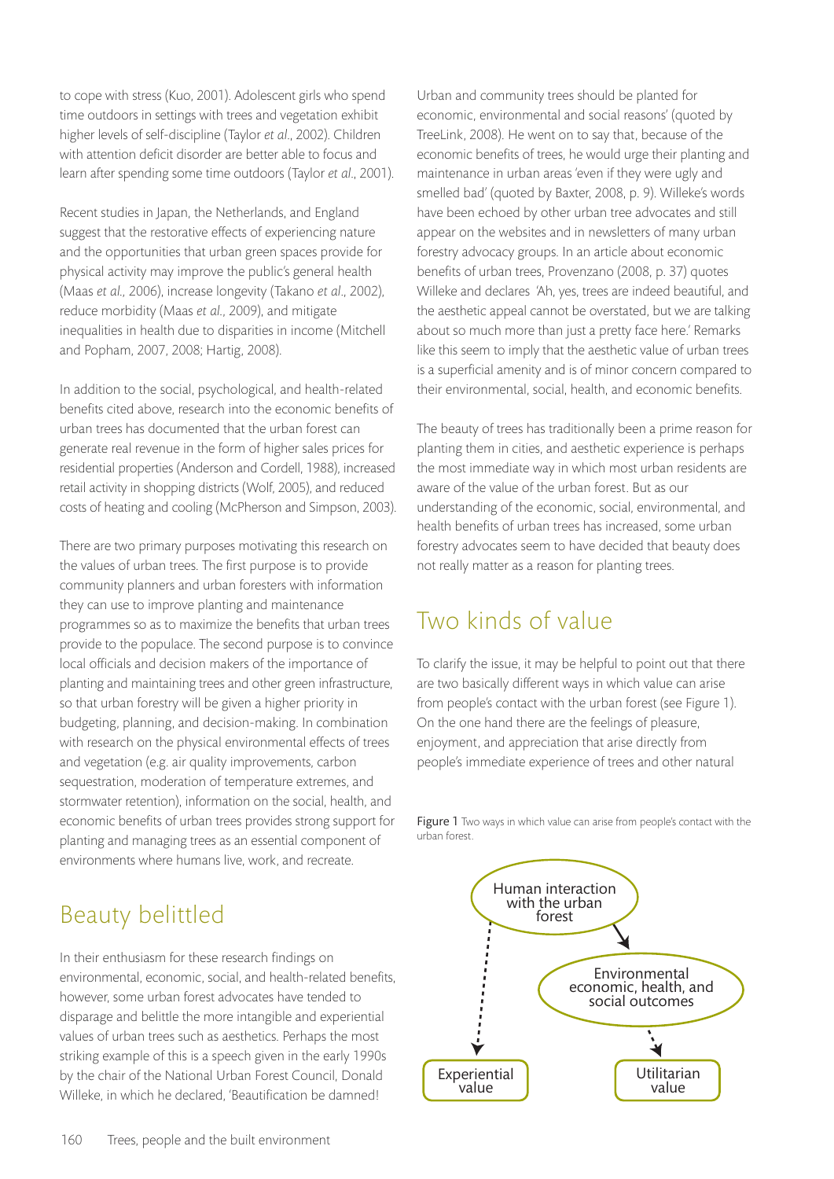to cope with stress (Kuo, 2001). Adolescent girls who spend time outdoors in settings with trees and vegetation exhibit higher levels of self-discipline (Taylor *et al*., 2002). Children with attention deficit disorder are better able to focus and learn after spending some time outdoors (Taylor *et al*., 2001).

Recent studies in Japan, the Netherlands, and England suggest that the restorative effects of experiencing nature and the opportunities that urban green spaces provide for physical activity may improve the public's general health (Maas *et al*., 2006), increase longevity (Takano *et al*., 2002), reduce morbidity (Maas *et al*., 2009), and mitigate inequalities in health due to disparities in income (Mitchell and Popham, 2007, 2008; Hartig, 2008).

In addition to the social, psychological, and health-related benefits cited above, research into the economic benefits of urban trees has documented that the urban forest can generate real revenue in the form of higher sales prices for residential properties (Anderson and Cordell, 1988), increased retail activity in shopping districts (Wolf, 2005), and reduced costs of heating and cooling (McPherson and Simpson, 2003).

There are two primary purposes motivating this research on the values of urban trees. The first purpose is to provide community planners and urban foresters with information they can use to improve planting and maintenance programmes so as to maximize the benefits that urban trees provide to the populace. The second purpose is to convince local officials and decision makers of the importance of planting and maintaining trees and other green infrastructure, so that urban forestry will be given a higher priority in budgeting, planning, and decision-making. In combination with research on the physical environmental effects of trees and vegetation (e.g. air quality improvements, carbon sequestration, moderation of temperature extremes, and stormwater retention), information on the social, health, and economic benefits of urban trees provides strong support for planting and managing trees as an essential component of environments where humans live, work, and recreate.

## Beauty belittled

In their enthusiasm for these research findings on environmental, economic, social, and health-related benefits, however, some urban forest advocates have tended to disparage and belittle the more intangible and experiential values of urban trees such as aesthetics. Perhaps the most striking example of this is a speech given in the early 1990s by the chair of the National Urban Forest Council, Donald Willeke, in which he declared, 'Beautification be damned! Urban and community trees should be planted for economic, environmental and social reasons' (quoted by TreeLink, 2008). He went on to say that, because of the economic benefits of trees, he would urge their planting and maintenance in urban areas 'even if they were ugly and smelled bad' (quoted by Baxter, 2008, p. 9). Willeke's words have been echoed by other urban tree advocates and still appear on the websites and in newsletters of many urban forestry advocacy groups. In an article about economic benefits of urban trees, Provenzano (2008, p. 37) quotes Willeke and declares 'Ah, yes, trees are indeed beautiful, and the aesthetic appeal cannot be overstated, but we are talking about so much more than just a pretty face here.' Remarks like this seem to imply that the aesthetic value of urban trees is a superficial amenity and is of minor concern compared to their environmental, social, health, and economic benefits.

The beauty of trees has traditionally been a prime reason for planting them in cities, and aesthetic experience is perhaps the most immediate way in which most urban residents are aware of the value of the urban forest. But as our understanding of the economic, social, environmental, and health benefits of urban trees has increased, some urban forestry advocates seem to have decided that beauty does not really matter as a reason for planting trees.

## Two kinds of value

To clarify the issue, it may be helpful to point out that there are two basically different ways in which value can arise from people's contact with the urban forest (see Figure 1). On the one hand there are the feelings of pleasure, enjoyment, and appreciation that arise directly from people's immediate experience of trees and other natural

Figure 1 Two ways in which value can arise from people's contact with the urban forest.

Human interaction with the urban forest → Environmental economic, health, and social outcomes → Utilitarian value

Human interaction with the urban forest → Experiential value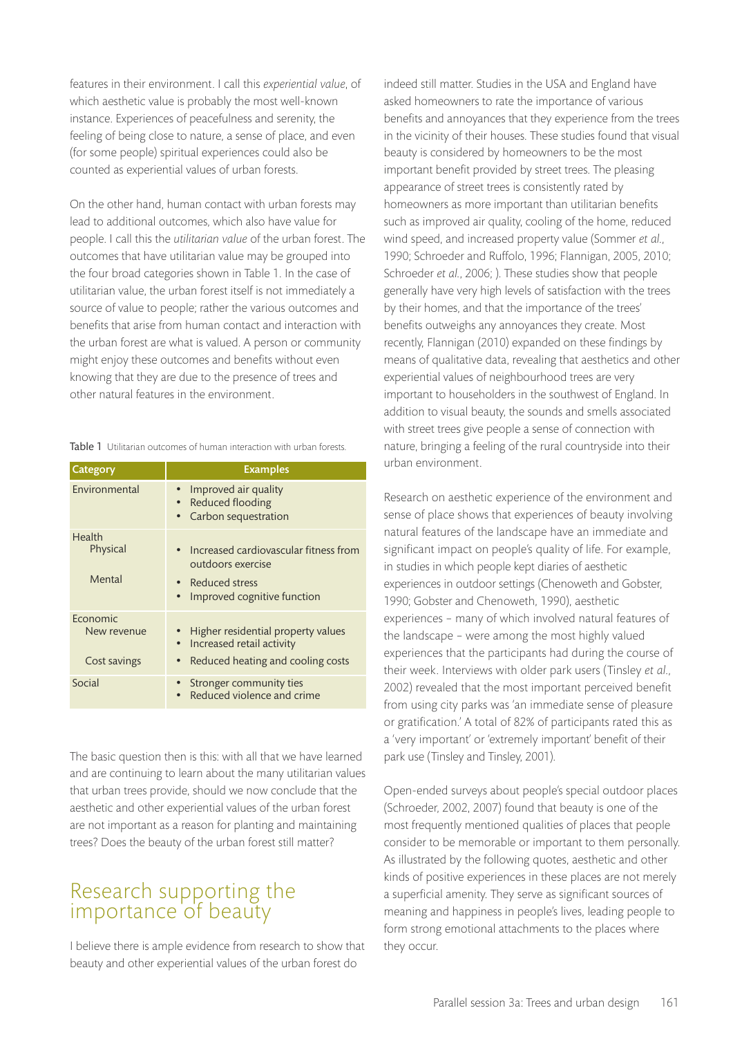features in their environment. I call this *experiential value*, of which aesthetic value is probably the most well-known instance. Experiences of peacefulness and serenity, the feeling of being close to nature, a sense of place, and even (for some people) spiritual experiences could also be counted as experiential values of urban forests.

On the other hand, human contact with urban forests may lead to additional outcomes, which also have value for people. I call this the *utilitarian value* of the urban forest. The outcomes that have utilitarian value may be grouped into the four broad categories shown in Table 1. In the case of utilitarian value, the urban forest itself is not immediately a source of value to people; rather the various outcomes and benefits that arise from human contact and interaction with the urban forest are what is valued. A person or community might enjoy these outcomes and benefits without even knowing that they are due to the presence of trees and other natural features in the environment.

**Table 1** Utilitarian outcomes of human interaction with urban forests.

| Category | Examples |
|---|---|
| Environmental | • Improved air quality<br>• Reduced flooding<br>• Carbon sequestration |
| Health<br>Physical | • Increased cardiovascular fitness from outdoors exercise |
| Mental | • Reduced stress<br>• Improved cognitive function |
| Economic<br>New revenue | • Higher residential property values<br>• Increased retail activity |
| Cost savings | • Reduced heating and cooling costs |
| Social | • Stronger community ties<br>• Reduced violence and crime |

The basic question then is this: with all that we have learned and are continuing to learn about the many utilitarian values that urban trees provide, should we now conclude that the aesthetic and other experiential values of the urban forest are not important as a reason for planting and maintaining trees? Does the beauty of the urban forest still matter?

## Research supporting the importance of beauty

I believe there is ample evidence from research to show that beauty and other experiential values of the urban forest do indeed still matter. Studies in the USA and England have asked homeowners to rate the importance of various benefits and annoyances that they experience from the trees in the vicinity of their houses. These studies found that visual beauty is considered by homeowners to be the most important benefit provided by street trees. The pleasing appearance of street trees is consistently rated by homeowners as more important than utilitarian benefits such as improved air quality, cooling of the home, reduced wind speed, and increased property value (Sommer *et al.*, 1990; Schroeder and Ruffolo, 1996; Flannigan, 2005, 2010; Schroeder *et al.*, 2006; ). These studies show that people generally have very high levels of satisfaction with the trees by their homes, and that the importance of the trees' benefits outweighs any annoyances they create. Most recently, Flannigan (2010) expanded on these findings by means of qualitative data, revealing that aesthetics and other experiential values of neighbourhood trees are very important to householders in the southwest of England. In addition to visual beauty, the sounds and smells associated with street trees give people a sense of connection with nature, bringing a feeling of the rural countryside into their urban environment.

Research on aesthetic experience of the environment and sense of place shows that experiences of beauty involving natural features of the landscape have an immediate and significant impact on people's quality of life. For example, in studies in which people kept diaries of aesthetic experiences in outdoor settings (Chenoweth and Gobster, 1990; Gobster and Chenoweth, 1990), aesthetic experiences – many of which involved natural features of the landscape – were among the most highly valued experiences that the participants had during the course of their week. Interviews with older park users (Tinsley *et al.*, 2002) revealed that the most important perceived benefit from using city parks was 'an immediate sense of pleasure or gratification.' A total of 82% of participants rated this as a 'very important' or 'extremely important' benefit of their park use (Tinsley and Tinsley, 2001).

Open-ended surveys about people's special outdoor places (Schroeder, 2002, 2007) found that beauty is one of the most frequently mentioned qualities of places that people consider to be memorable or important to them personally. As illustrated by the following quotes, aesthetic and other kinds of positive experiences in these places are not merely a superficial amenity. They serve as significant sources of meaning and happiness in people's lives, leading people to form strong emotional attachments to the places where they occur.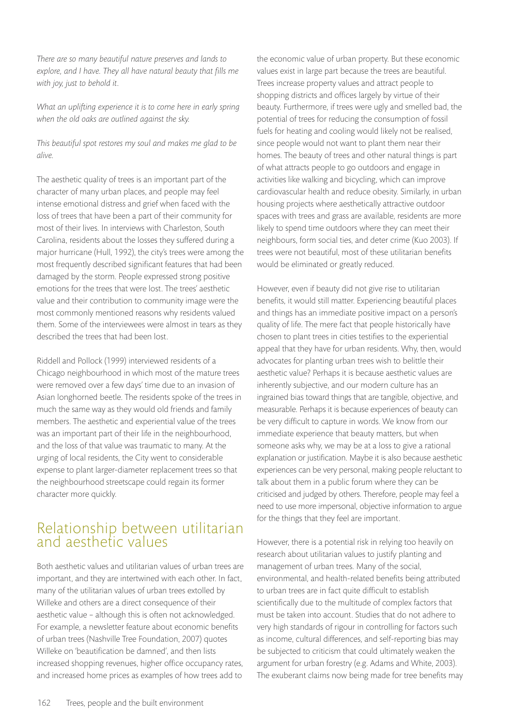*There are so many beautiful nature preserves and lands to explore, and I have. They all have natural beauty that fills me with joy, just to behold it.*

*What an uplifting experience it is to come here in early spring when the old oaks are outlined against the sky.*

*This beautiful spot restores my soul and makes me glad to be alive.*

The aesthetic quality of trees is an important part of the character of many urban places, and people may feel intense emotional distress and grief when faced with the loss of trees that have been a part of their community for most of their lives. In interviews with Charleston, South Carolina, residents about the losses they suffered during a major hurricane (Hull, 1992), the city's trees were among the most frequently described significant features that had been damaged by the storm. People expressed strong positive emotions for the trees that were lost. The trees' aesthetic value and their contribution to community image were the most commonly mentioned reasons why residents valued them. Some of the interviewees were almost in tears as they described the trees that had been lost.

Riddell and Pollock (1999) interviewed residents of a Chicago neighbourhood in which most of the mature trees were removed over a few days' time due to an invasion of Asian longhorned beetle. The residents spoke of the trees in much the same way as they would old friends and family members. The aesthetic and experiential value of the trees was an important part of their life in the neighbourhood, and the loss of that value was traumatic to many. At the urging of local residents, the City went to considerable expense to plant larger-diameter replacement trees so that the neighbourhood streetscape could regain its former character more quickly.

## Relationship between utilitarian and aesthetic values

Both aesthetic values and utilitarian values of urban trees are important, and they are intertwined with each other. In fact, many of the utilitarian values of urban trees extolled by Willeke and others are a direct consequence of their aesthetic value – although this is often not acknowledged. For example, a newsletter feature about economic benefits of urban trees (Nashville Tree Foundation, 2007) quotes Willeke on 'beautification be damned', and then lists increased shopping revenues, higher office occupancy rates, and increased home prices as examples of how trees add to the economic value of urban property. But these economic values exist in large part because the trees are beautiful. Trees increase property values and attract people to shopping districts and offices largely by virtue of their beauty. Furthermore, if trees were ugly and smelled bad, the potential of trees for reducing the consumption of fossil fuels for heating and cooling would likely not be realised, since people would not want to plant them near their homes. The beauty of trees and other natural things is part of what attracts people to go outdoors and engage in activities like walking and bicycling, which can improve cardiovascular health and reduce obesity. Similarly, in urban housing projects where aesthetically attractive outdoor spaces with trees and grass are available, residents are more likely to spend time outdoors where they can meet their neighbours, form social ties, and deter crime (Kuo 2003). If trees were not beautiful, most of these utilitarian benefits would be eliminated or greatly reduced.

However, even if beauty did not give rise to utilitarian benefits, it would still matter. Experiencing beautiful places and things has an immediate positive impact on a person's quality of life. The mere fact that people historically have chosen to plant trees in cities testifies to the experiential appeal that they have for urban residents. Why, then, would advocates for planting urban trees wish to belittle their aesthetic value? Perhaps it is because aesthetic values are inherently subjective, and our modern culture has an ingrained bias toward things that are tangible, objective, and measurable. Perhaps it is because experiences of beauty can be very difficult to capture in words. We know from our immediate experience that beauty matters, but when someone asks why, we may be at a loss to give a rational explanation or justification. Maybe it is also because aesthetic experiences can be very personal, making people reluctant to talk about them in a public forum where they can be criticised and judged by others. Therefore, people may feel a need to use more impersonal, objective information to argue for the things that they feel are important.

However, there is a potential risk in relying too heavily on research about utilitarian values to justify planting and management of urban trees. Many of the social, environmental, and health-related benefits being attributed to urban trees are in fact quite difficult to establish scientifically due to the multitude of complex factors that must be taken into account. Studies that do not adhere to very high standards of rigour in controlling for factors such as income, cultural differences, and self-reporting bias may be subjected to criticism that could ultimately weaken the argument for urban forestry (e.g. Adams and White, 2003). The exuberant claims now being made for tree benefits may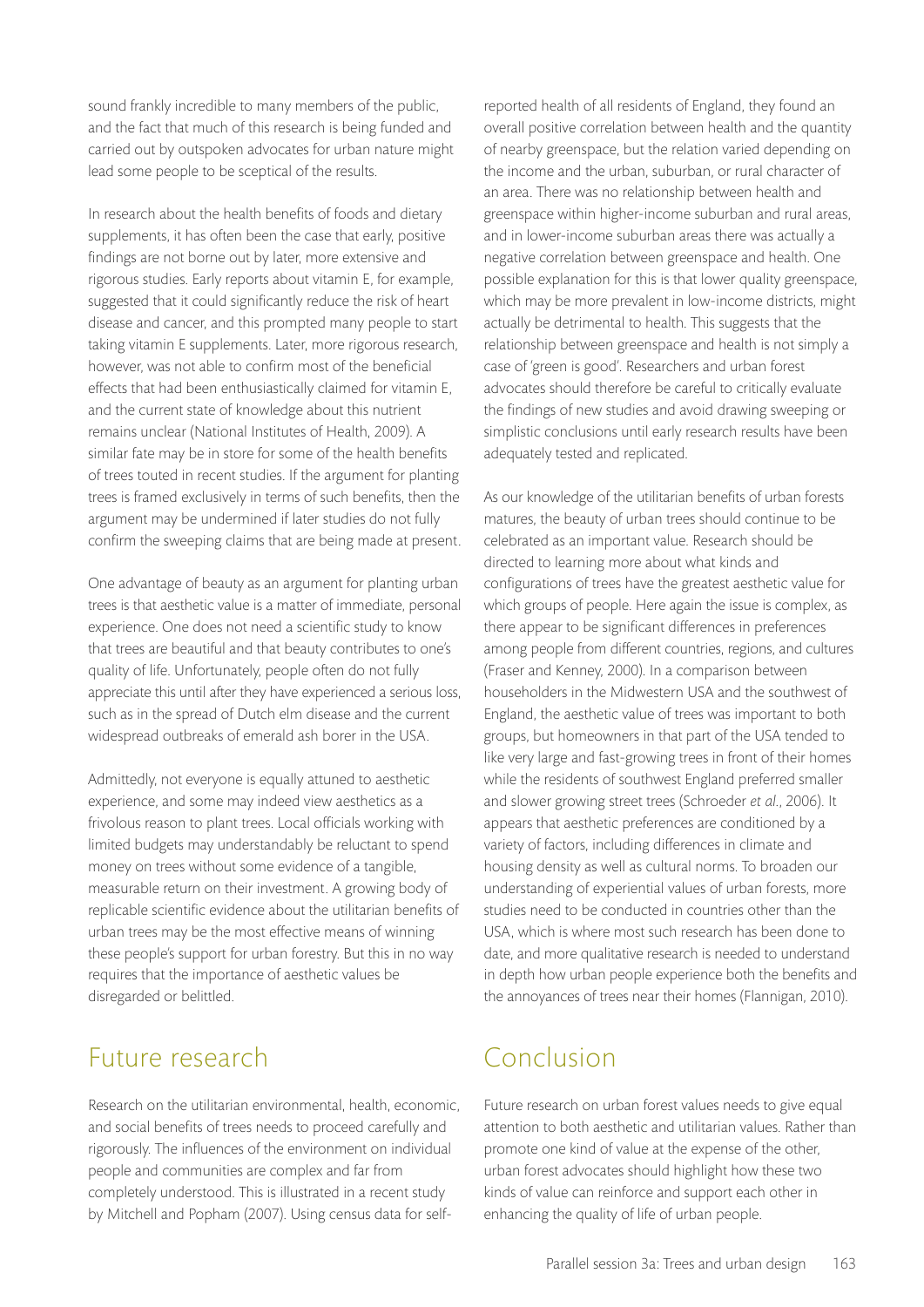sound frankly incredible to many members of the public, and the fact that much of this research is being funded and carried out by outspoken advocates for urban nature might lead some people to be sceptical of the results.

In research about the health benefits of foods and dietary supplements, it has often been the case that early, positive findings are not borne out by later, more extensive and rigorous studies. Early reports about vitamin E, for example, suggested that it could significantly reduce the risk of heart disease and cancer, and this prompted many people to start taking vitamin E supplements. Later, more rigorous research, however, was not able to confirm most of the beneficial effects that had been enthusiastically claimed for vitamin E, and the current state of knowledge about this nutrient remains unclear (National Institutes of Health, 2009). A similar fate may be in store for some of the health benefits of trees touted in recent studies. If the argument for planting trees is framed exclusively in terms of such benefits, then the argument may be undermined if later studies do not fully confirm the sweeping claims that are being made at present.

One advantage of beauty as an argument for planting urban trees is that aesthetic value is a matter of immediate, personal experience. One does not need a scientific study to know that trees are beautiful and that beauty contributes to one's quality of life. Unfortunately, people often do not fully appreciate this until after they have experienced a serious loss, such as in the spread of Dutch elm disease and the current widespread outbreaks of emerald ash borer in the USA.

Admittedly, not everyone is equally attuned to aesthetic experience, and some may indeed view aesthetics as a frivolous reason to plant trees. Local officials working with limited budgets may understandably be reluctant to spend money on trees without some evidence of a tangible, measurable return on their investment. A growing body of replicable scientific evidence about the utilitarian benefits of urban trees may be the most effective means of winning these people's support for urban forestry. But this in no way requires that the importance of aesthetic values be disregarded or belittled.

## Future research

Research on the utilitarian environmental, health, economic, and social benefits of trees needs to proceed carefully and rigorously. The influences of the environment on individual people and communities are complex and far from completely understood. This is illustrated in a recent study by Mitchell and Popham (2007). Using census data for self-reported health of all residents of England, they found an overall positive correlation between health and the quantity of nearby greenspace, but the relation varied depending on the income and the urban, suburban, or rural character of an area. There was no relationship between health and greenspace within higher-income suburban and rural areas, and in lower-income suburban areas there was actually a negative correlation between greenspace and health. One possible explanation for this is that lower quality greenspace, which may be more prevalent in low-income districts, might actually be detrimental to health. This suggests that the relationship between greenspace and health is not simply a case of 'green is good'. Researchers and urban forest advocates should therefore be careful to critically evaluate the findings of new studies and avoid drawing sweeping or simplistic conclusions until early research results have been adequately tested and replicated.

As our knowledge of the utilitarian benefits of urban forests matures, the beauty of urban trees should continue to be celebrated as an important value. Research should be directed to learning more about what kinds and configurations of trees have the greatest aesthetic value for which groups of people. Here again the issue is complex, as there appear to be significant differences in preferences among people from different countries, regions, and cultures (Fraser and Kenney, 2000). In a comparison between householders in the Midwestern USA and the southwest of England, the aesthetic value of trees was important to both groups, but homeowners in that part of the USA tended to like very large and fast-growing trees in front of their homes while the residents of southwest England preferred smaller and slower growing street trees (Schroeder *et al.*, 2006). It appears that aesthetic preferences are conditioned by a variety of factors, including differences in climate and housing density as well as cultural norms. To broaden our understanding of experiential values of urban forests, more studies need to be conducted in countries other than the USA, which is where most such research has been done to date, and more qualitative research is needed to understand in depth how urban people experience both the benefits and the annoyances of trees near their homes (Flannigan, 2010).

## Conclusion

Future research on urban forest values needs to give equal attention to both aesthetic and utilitarian values. Rather than promote one kind of value at the expense of the other, urban forest advocates should highlight how these two kinds of value can reinforce and support each other in enhancing the quality of life of urban people.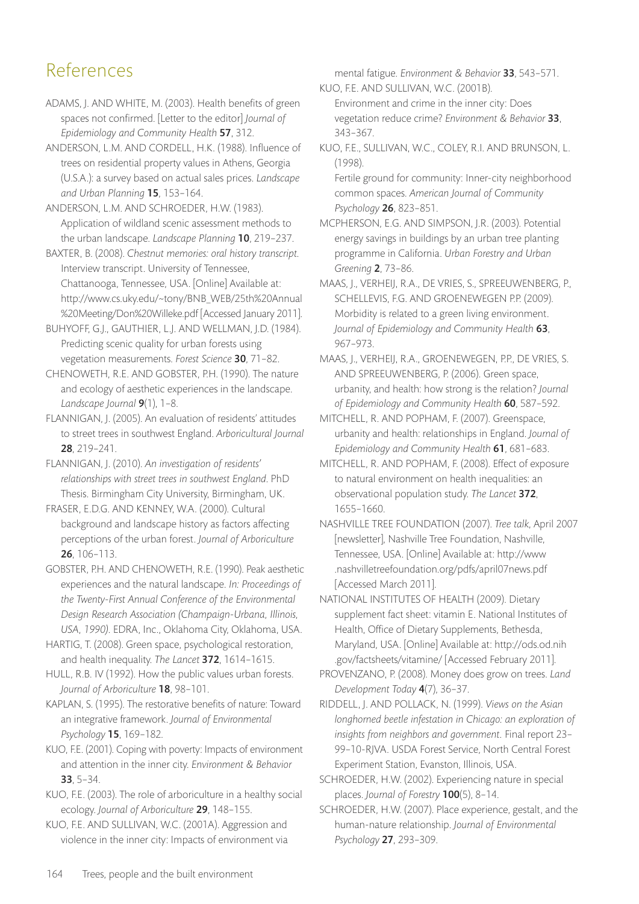# References

ADAMS, J. AND WHITE, M. (2003). Health benefits of green spaces not confirmed. [Letter to the editor] *Journal of Epidemiology and Community Health* **57**, 312.

ANDERSON, L.M. AND CORDELL, H.K. (1988). Influence of trees on residential property values in Athens, Georgia (U.S.A.): a survey based on actual sales prices. *Landscape and Urban Planning* **15**, 153–164.

ANDERSON, L.M. AND SCHROEDER, H.W. (1983). Application of wildland scenic assessment methods to the urban landscape. *Landscape Planning* **10**, 219–237.

BAXTER, B. (2008). *Chestnut memories: oral history transcript.* Interview transcript. University of Tennessee, Chattanooga, Tennessee, USA. [Online] Available at: http://www.cs.uky.edu/~tony/BNB_WEB/25th%20Annual%20Meeting/Don%20Willeke.pdf [Accessed January 2011].

BUHYOFF, G.J., GAUTHIER, L.J. AND WELLMAN, J.D. (1984). Predicting scenic quality for urban forests using vegetation measurements. *Forest Science* **30**, 71–82.

CHENOWETH, R.E. AND GOBSTER, P.H. (1990). The nature and ecology of aesthetic experiences in the landscape. *Landscape Journal* **9**(1), 1–8.

FLANNIGAN, J. (2005). An evaluation of residents' attitudes to street trees in southwest England. *Arboricultural Journal* **28**, 219–241.

FLANNIGAN, J. (2010). *An investigation of residents' relationships with street trees in southwest England*. PhD Thesis. Birmingham City University, Birmingham, UK.

FRASER, E.D.G. AND KENNEY, W.A. (2000). Cultural background and landscape history as factors affecting perceptions of the urban forest. *Journal of Arboriculture* **26**, 106–113.

GOBSTER, P.H. AND CHENOWETH, R.E. (1990). Peak aesthetic experiences and the natural landscape. *In: Proceedings of the Twenty-First Annual Conference of the Environmental Design Research Association (Champaign-Urbana, Illinois, USA, 1990)*. EDRA, Inc., Oklahoma City, Oklahoma, USA.

HARTIG, T. (2008). Green space, psychological restoration, and health inequality. *The Lancet* **372**, 1614–1615.

HULL, R.B. IV (1992). How the public values urban forests. *Journal of Arboriculture* **18**, 98–101.

KAPLAN, S. (1995). The restorative benefits of nature: Toward an integrative framework. *Journal of Environmental Psychology* **15**, 169–182.

KUO, F.E. (2001). Coping with poverty: Impacts of environment and attention in the inner city. *Environment & Behavior* **33**, 5–34.

KUO, F.E. (2003). The role of arboriculture in a healthy social ecology. *Journal of Arboriculture* **29**, 148–155.

KUO, F.E. AND SULLIVAN, W.C. (2001A). Aggression and violence in the inner city: Impacts of environment via mental fatigue. *Environment & Behavior* **33**, 543–571.

KUO, F.E. AND SULLIVAN, W.C. (2001B). Environment and crime in the inner city: Does vegetation reduce crime? *Environment & Behavior* **33**, 343–367.

KUO, F.E., SULLIVAN, W.C., COLEY, R.I. AND BRUNSON, L. (1998). Fertile ground for community: Inner-city neighborhood common spaces. *American Journal of Community Psychology* **26**, 823–851.

MCPHERSON, E.G. AND SIMPSON, J.R. (2003). Potential energy savings in buildings by an urban tree planting programme in California. *Urban Forestry and Urban Greening* **2**, 73–86.

MAAS, J., VERHEIJ, R.A., DE VRIES, S., SPREEUWENBERG, P., SCHELLEVIS, F.G. AND GROENEWEGEN P.P. (2009). Morbidity is related to a green living environment. *Journal of Epidemiology and Community Health* **63**, 967–973.

MAAS, J., VERHEIJ, R.A., GROENEWEGEN, P.P., DE VRIES, S. AND SPREEUWENBERG, P. (2006). Green space, urbanity, and health: how strong is the relation? *Journal of Epidemiology and Community Health* **60**, 587–592.

MITCHELL, R. AND POPHAM, F. (2007). Greenspace, urbanity and health: relationships in England. *Journal of Epidemiology and Community Health* **61**, 681–683.

MITCHELL, R. AND POPHAM, F. (2008). Effect of exposure to natural environment on health inequalities: an observational population study. *The Lancet* **372**, 1655–1660.

NASHVILLE TREE FOUNDATION (2007). *Tree talk*, April 2007 [newsletter], Nashville Tree Foundation, Nashville, Tennessee, USA. [Online] Available at: http://www.nashvilletreefoundation.org/pdfs/april07news.pdf [Accessed March 2011].

NATIONAL INSTITUTES OF HEALTH (2009). Dietary supplement fact sheet: vitamin E. National Institutes of Health, Office of Dietary Supplements, Bethesda, Maryland, USA. [Online] Available at: http://ods.od.nih.gov/factsheets/vitamine/ [Accessed February 2011].

PROVENZANO, P. (2008). Money does grow on trees. *Land Development Today* **4**(7), 36–37.

RIDDELL, J. AND POLLACK, N. (1999). *Views on the Asian longhorned beetle infestation in Chicago: an exploration of insights from neighbors and government.* Final report 23-99-10-RJVA. USDA Forest Service, North Central Forest Experiment Station, Evanston, Illinois, USA.

SCHROEDER, H.W. (2002). Experiencing nature in special places. *Journal of Forestry* **100**(5), 8–14.

SCHROEDER, H.W. (2007). Place experience, gestalt, and the human-nature relationship. *Journal of Environmental Psychology* **27**, 293–309.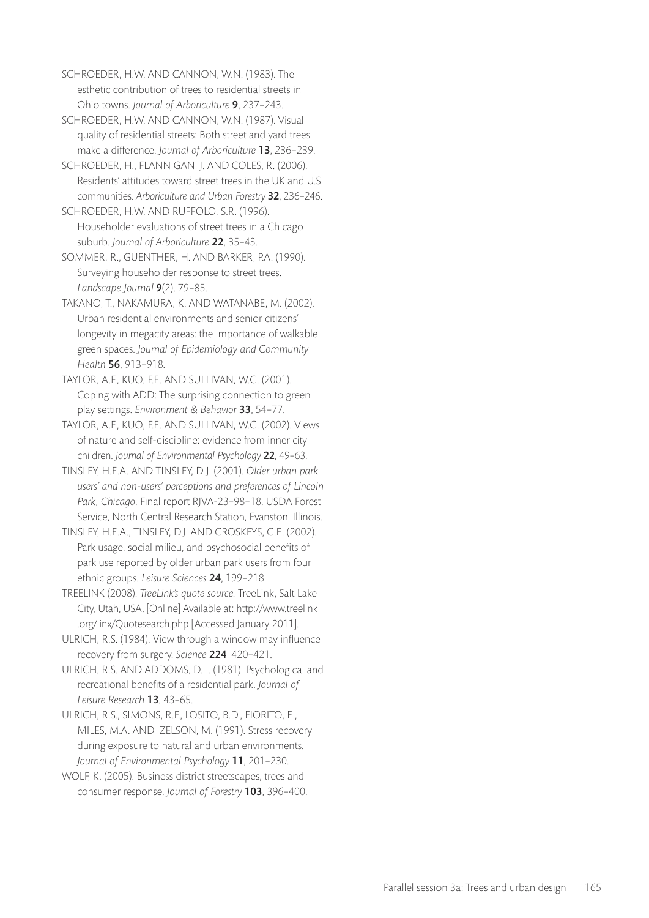SCHROEDER, H.W. AND CANNON, W.N. (1983). The esthetic contribution of trees to residential streets in Ohio towns. *Journal of Arboriculture* **9**, 237–243.

SCHROEDER, H.W. AND CANNON, W.N. (1987). Visual quality of residential streets: Both street and yard trees make a difference. *Journal of Arboriculture* **13**, 236–239.

SCHROEDER, H., FLANNIGAN, J. AND COLES, R. (2006). Residents' attitudes toward street trees in the UK and U.S. communities. *Arboriculture and Urban Forestry* **32**, 236–246.

SCHROEDER, H.W. AND RUFFOLO, S.R. (1996). Householder evaluations of street trees in a Chicago suburb. *Journal of Arboriculture* **22**, 35–43.

SOMMER, R., GUENTHER, H. AND BARKER, P.A. (1990). Surveying householder response to street trees. *Landscape Journal* **9**(2), 79–85.

TAKANO, T., NAKAMURA, K. AND WATANABE, M. (2002). Urban residential environments and senior citizens' longevity in megacity areas: the importance of walkable green spaces. *Journal of Epidemiology and Community Health* **56**, 913–918.

TAYLOR, A.F., KUO, F.E. AND SULLIVAN, W.C. (2001). Coping with ADD: The surprising connection to green play settings. *Environment & Behavior* **33**, 54–77.

TAYLOR, A.F., KUO, F.E. AND SULLIVAN, W.C. (2002). Views of nature and self-discipline: evidence from inner city children. *Journal of Environmental Psychology* **22**, 49–63.

TINSLEY, H.E.A. AND TINSLEY, D.J. (2001). *Older urban park users' and non-users' perceptions and preferences of Lincoln Park, Chicago*. Final report RJVA-23-98-18. USDA Forest Service, North Central Research Station, Evanston, Illinois.

TINSLEY, H.E.A., TINSLEY, D.J. AND CROSKEYS, C.E. (2002). Park usage, social milieu, and psychosocial benefits of park use reported by older urban park users from four ethnic groups. *Leisure Sciences* **24**, 199–218.

TREELINK (2008). *TreeLink's quote source.* TreeLink, Salt Lake City, Utah, USA. [Online] Available at: http://www.treelink.org/linx/Quotesearch.php [Accessed January 2011].

ULRICH, R.S. (1984). View through a window may influence recovery from surgery. *Science* **224**, 420–421.

ULRICH, R.S. AND ADDOMS, D.L. (1981). Psychological and recreational benefits of a residential park. *Journal of Leisure Research* **13**, 43–65.

ULRICH, R.S., SIMONS, R.F., LOSITO, B.D., FIORITO, E., MILES, M.A. AND ZELSON, M. (1991). Stress recovery during exposure to natural and urban environments. *Journal of Environmental Psychology* **11**, 201–230.

WOLF, K. (2005). Business district streetscapes, trees and consumer response. *Journal of Forestry* **103**, 396–400.